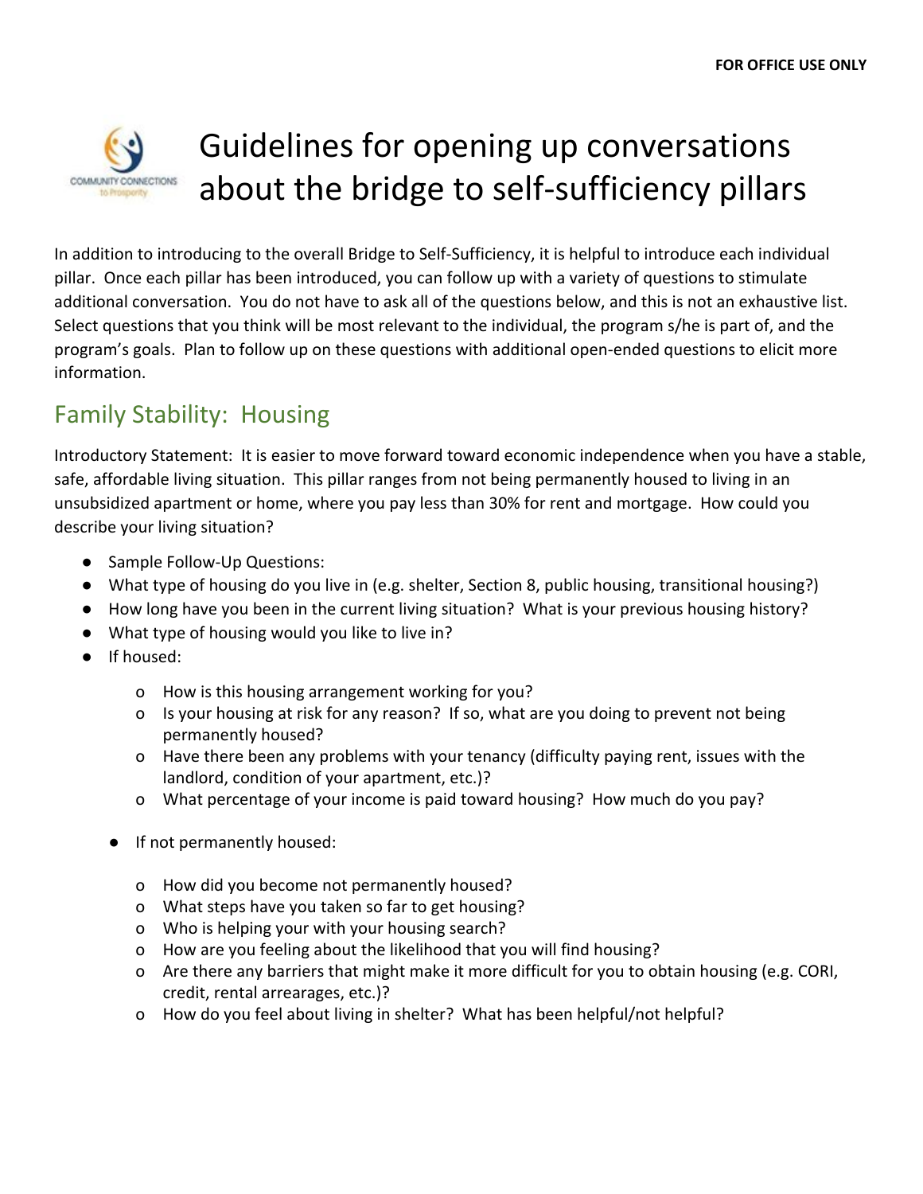FOR OFFICE USE ONLY

# Guidelines for opening up conversations about the bridge to self-sufficiency pillars

In addition to introducing to the overall Bridge to Self-Sufficiency, it is helpful to introduce each individual pillar. Once each pillar has been introduced, you can follow up with a variety of questions to stimulate additional conversation. You do not have to ask all of the questions below, and this is not an exhaustive list. Select questions that you think will be most relevant to the individual, the program s/he is part of, and the program's goals. Plan to follow up on these questions with additional open-ended questions to elicit more information.

## Family Stability: Housing

Introductory Statement: It is easier to move forward toward economic independence when you have a stable, safe, affordable living situation. This pillar ranges from not being permanently housed to living in an unsubsidized apartment or home, where you pay less than 30% for rent and mortgage. How could you describe your living situation?

- Sample Follow-Up Questions:
- What type of housing do you live in (e.g. shelter, Section 8, public housing, transitional housing?)
- How long have you been in the current living situation? What is your previous housing history?
- What type of housing would you like to live in?
- If housed:
    - How is this housing arrangement working for you?
    - Is your housing at risk for any reason? If so, what are you doing to prevent not being permanently housed?
    - Have there been any problems with your tenancy (difficulty paying rent, issues with the landlord, condition of your apartment, etc.)?
    - What percentage of your income is paid toward housing? How much do you pay?
- If not permanently housed:
    - How did you become not permanently housed?
    - What steps have you taken so far to get housing?
    - Who is helping your with your housing search?
    - How are you feeling about the likelihood that you will find housing?
    - Are there any barriers that might make it more difficult for you to obtain housing (e.g. CORI, credit, rental arrearages, etc.)?
    - How do you feel about living in shelter? What has been helpful/not helpful?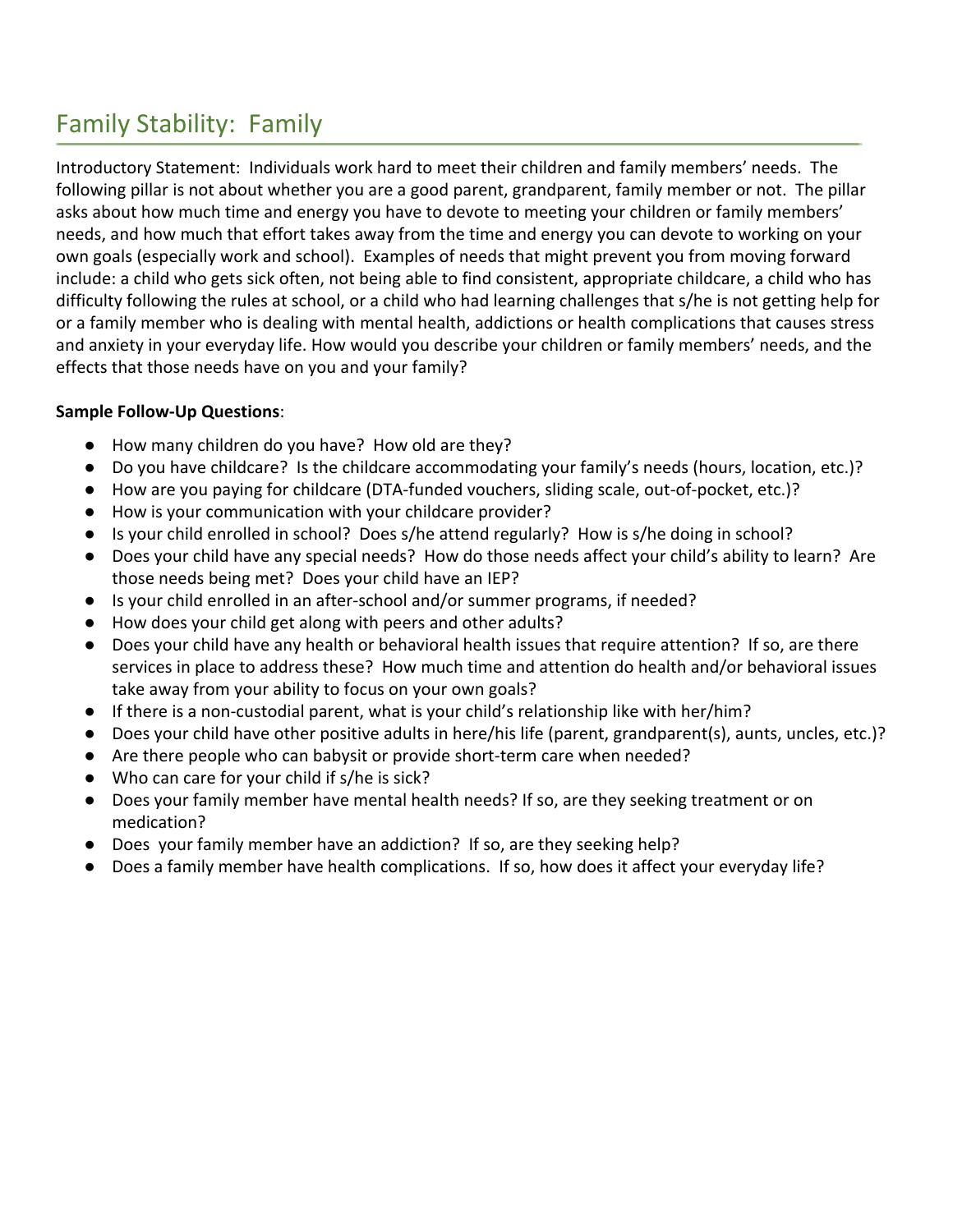# Family Stability: Family

Introductory Statement: Individuals work hard to meet their children and family members' needs. The following pillar is not about whether you are a good parent, grandparent, family member or not. The pillar asks about how much time and energy you have to devote to meeting your children or family members' needs, and how much that effort takes away from the time and energy you can devote to working on your own goals (especially work and school). Examples of needs that might prevent you from moving forward include: a child who gets sick often, not being able to find consistent, appropriate childcare, a child who has difficulty following the rules at school, or a child who had learning challenges that s/he is not getting help for or a family member who is dealing with mental health, addictions or health complications that causes stress and anxiety in your everyday life. How would you describe your children or family members' needs, and the effects that those needs have on you and your family?

**Sample Follow-Up Questions**:

- How many children do you have? How old are they?
- Do you have childcare? Is the childcare accommodating your family's needs (hours, location, etc.)?
- How are you paying for childcare (DTA-funded vouchers, sliding scale, out-of-pocket, etc.)?
- How is your communication with your childcare provider?
- Is your child enrolled in school? Does s/he attend regularly? How is s/he doing in school?
- Does your child have any special needs? How do those needs affect your child's ability to learn? Are those needs being met? Does your child have an IEP?
- Is your child enrolled in an after-school and/or summer programs, if needed?
- How does your child get along with peers and other adults?
- Does your child have any health or behavioral health issues that require attention? If so, are there services in place to address these? How much time and attention do health and/or behavioral issues take away from your ability to focus on your own goals?
- If there is a non-custodial parent, what is your child's relationship like with her/him?
- Does your child have other positive adults in here/his life (parent, grandparent(s), aunts, uncles, etc.)?
- Are there people who can babysit or provide short-term care when needed?
- Who can care for your child if s/he is sick?
- Does your family member have mental health needs? If so, are they seeking treatment or on medication?
- Does your family member have an addiction? If so, are they seeking help?
- Does a family member have health complications. If so, how does it affect your everyday life?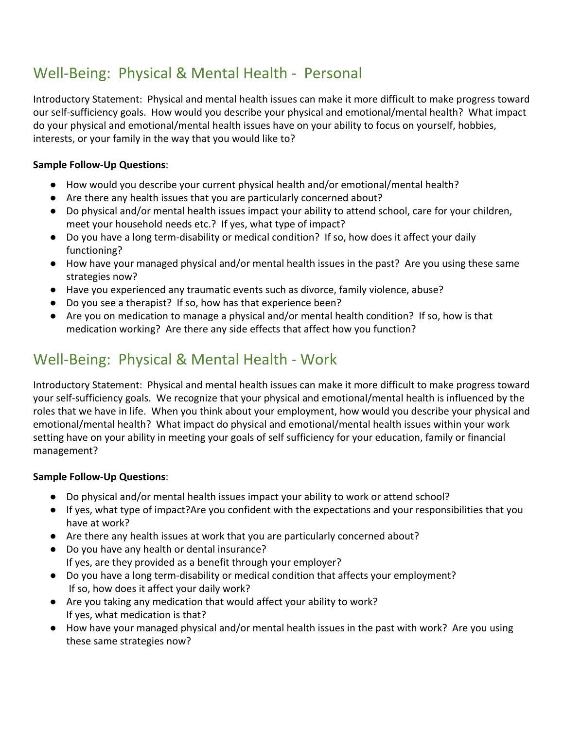## Well-Being: Physical & Mental Health - Personal

Introductory Statement: Physical and mental health issues can make it more difficult to make progress toward our self-sufficiency goals. How would you describe your physical and emotional/mental health? What impact do your physical and emotional/mental health issues have on your ability to focus on yourself, hobbies, interests, or your family in the way that you would like to?

**Sample Follow-Up Questions**:

- How would you describe your current physical health and/or emotional/mental health?
- Are there any health issues that you are particularly concerned about?
- Do physical and/or mental health issues impact your ability to attend school, care for your children, meet your household needs etc.? If yes, what type of impact?
- Do you have a long term-disability or medical condition? If so, how does it affect your daily functioning?
- How have your managed physical and/or mental health issues in the past? Are you using these same strategies now?
- Have you experienced any traumatic events such as divorce, family violence, abuse?
- Do you see a therapist? If so, how has that experience been?
- Are you on medication to manage a physical and/or mental health condition? If so, how is that medication working? Are there any side effects that affect how you function?

## Well-Being: Physical & Mental Health - Work

Introductory Statement: Physical and mental health issues can make it more difficult to make progress toward your self-sufficiency goals. We recognize that your physical and emotional/mental health is influenced by the roles that we have in life. When you think about your employment, how would you describe your physical and emotional/mental health? What impact do physical and emotional/mental health issues within your work setting have on your ability in meeting your goals of self sufficiency for your education, family or financial management?

**Sample Follow-Up Questions**:

- Do physical and/or mental health issues impact your ability to work or attend school?
- If yes, what type of impact?Are you confident with the expectations and your responsibilities that you have at work?
- Are there any health issues at work that you are particularly concerned about?
- Do you have any health or dental insurance?
  If yes, are they provided as a benefit through your employer?
- Do you have a long term-disability or medical condition that affects your employment?
  If so, how does it affect your daily work?
- Are you taking any medication that would affect your ability to work?
  If yes, what medication is that?
- How have your managed physical and/or mental health issues in the past with work? Are you using these same strategies now?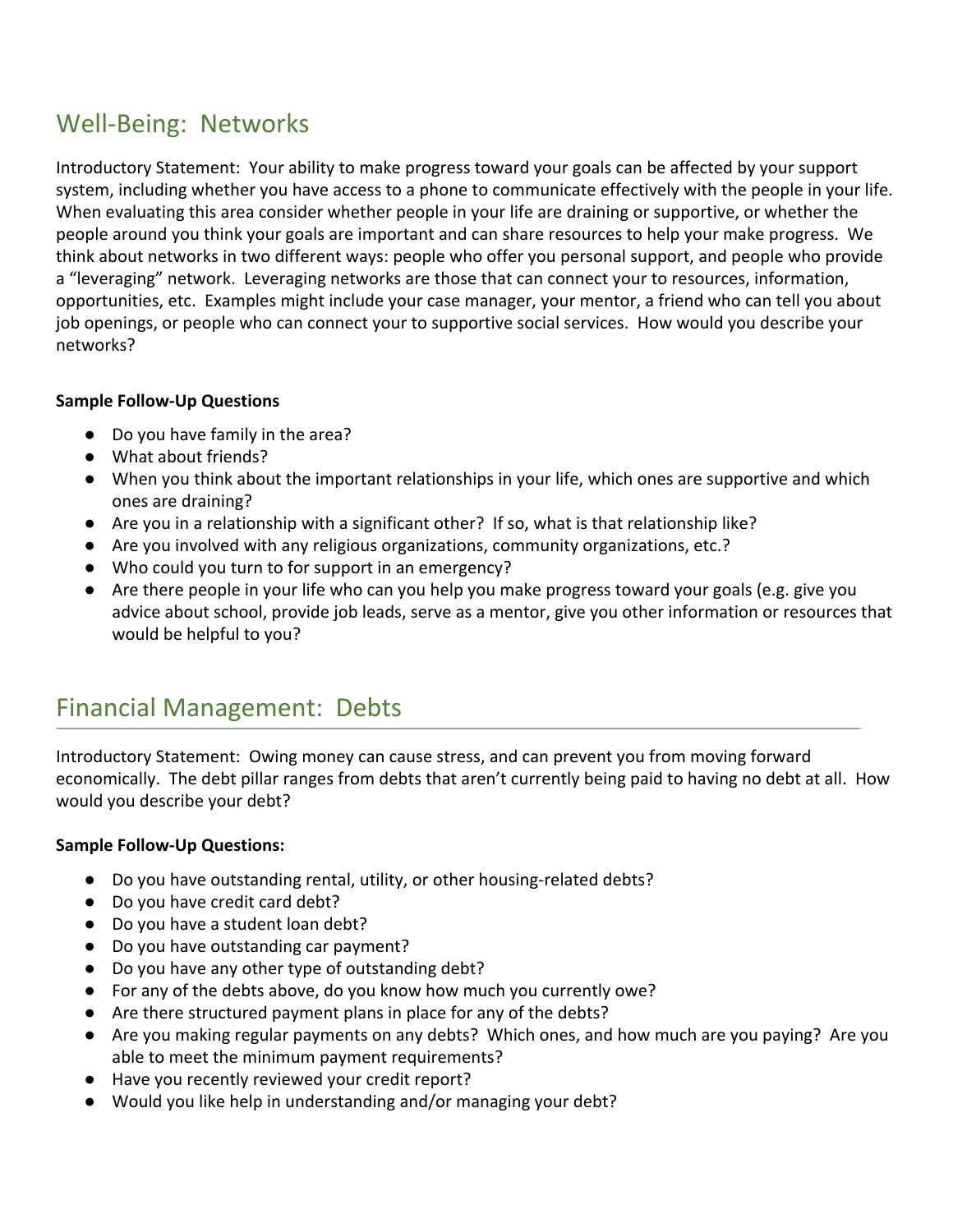## Well-Being: Networks

Introductory Statement: Your ability to make progress toward your goals can be affected by your support system, including whether you have access to a phone to communicate effectively with the people in your life. When evaluating this area consider whether people in your life are draining or supportive, or whether the people around you think your goals are important and can share resources to help your make progress. We think about networks in two different ways: people who offer you personal support, and people who provide a "leveraging" network. Leveraging networks are those that can connect your to resources, information, opportunities, etc. Examples might include your case manager, your mentor, a friend who can tell you about job openings, or people who can connect your to supportive social services. How would you describe your networks?

**Sample Follow-Up Questions**

- Do you have family in the area?
- What about friends?
- When you think about the important relationships in your life, which ones are supportive and which ones are draining?
- Are you in a relationship with a significant other? If so, what is that relationship like?
- Are you involved with any religious organizations, community organizations, etc.?
- Who could you turn to for support in an emergency?
- Are there people in your life who can you help you make progress toward your goals (e.g. give you advice about school, provide job leads, serve as a mentor, give you other information or resources that would be helpful to you?

## Financial Management: Debts

Introductory Statement: Owing money can cause stress, and can prevent you from moving forward economically. The debt pillar ranges from debts that aren't currently being paid to having no debt at all. How would you describe your debt?

**Sample Follow-Up Questions:**

- Do you have outstanding rental, utility, or other housing-related debts?
- Do you have credit card debt?
- Do you have a student loan debt?
- Do you have outstanding car payment?
- Do you have any other type of outstanding debt?
- For any of the debts above, do you know how much you currently owe?
- Are there structured payment plans in place for any of the debts?
- Are you making regular payments on any debts? Which ones, and how much are you paying? Are you able to meet the minimum payment requirements?
- Have you recently reviewed your credit report?
- Would you like help in understanding and/or managing your debt?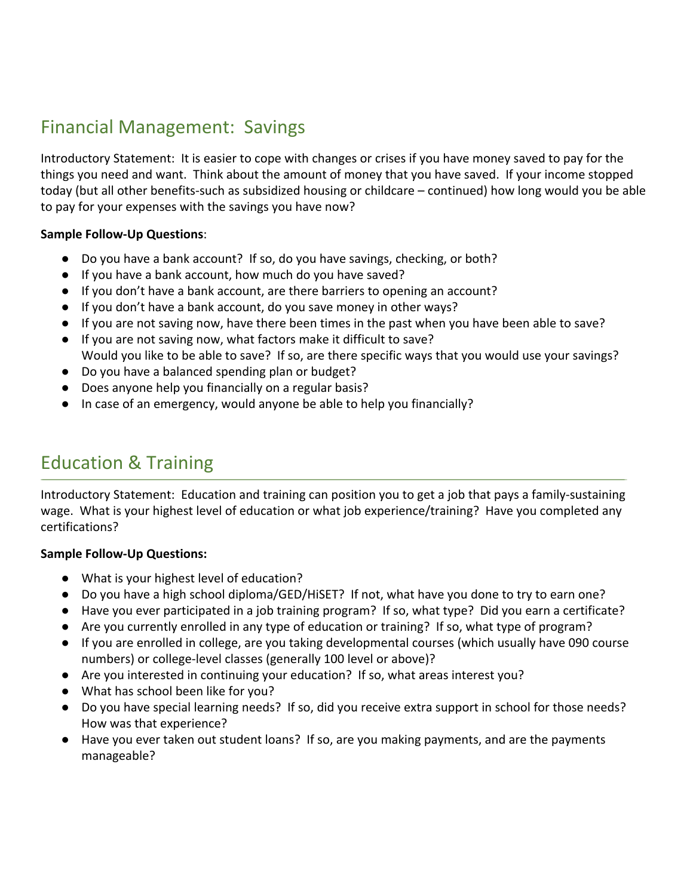## Financial Management: Savings

Introductory Statement: It is easier to cope with changes or crises if you have money saved to pay for the things you need and want. Think about the amount of money that you have saved. If your income stopped today (but all other benefits-such as subsidized housing or childcare – continued) how long would you be able to pay for your expenses with the savings you have now?

**Sample Follow-Up Questions**:

- Do you have a bank account? If so, do you have savings, checking, or both?
- If you have a bank account, how much do you have saved?
- If you don't have a bank account, are there barriers to opening an account?
- If you don't have a bank account, do you save money in other ways?
- If you are not saving now, have there been times in the past when you have been able to save?
- If you are not saving now, what factors make it difficult to save?
  Would you like to be able to save? If so, are there specific ways that you would use your savings?
- Do you have a balanced spending plan or budget?
- Does anyone help you financially on a regular basis?
- In case of an emergency, would anyone be able to help you financially?

## Education & Training

Introductory Statement: Education and training can position you to get a job that pays a family-sustaining wage. What is your highest level of education or what job experience/training? Have you completed any certifications?

**Sample Follow-Up Questions:**

- What is your highest level of education?
- Do you have a high school diploma/GED/HiSET? If not, what have you done to try to earn one?
- Have you ever participated in a job training program? If so, what type? Did you earn a certificate?
- Are you currently enrolled in any type of education or training? If so, what type of program?
- If you are enrolled in college, are you taking developmental courses (which usually have 090 course numbers) or college-level classes (generally 100 level or above)?
- Are you interested in continuing your education? If so, what areas interest you?
- What has school been like for you?
- Do you have special learning needs? If so, did you receive extra support in school for those needs? How was that experience?
- Have you ever taken out student loans? If so, are you making payments, and are the payments manageable?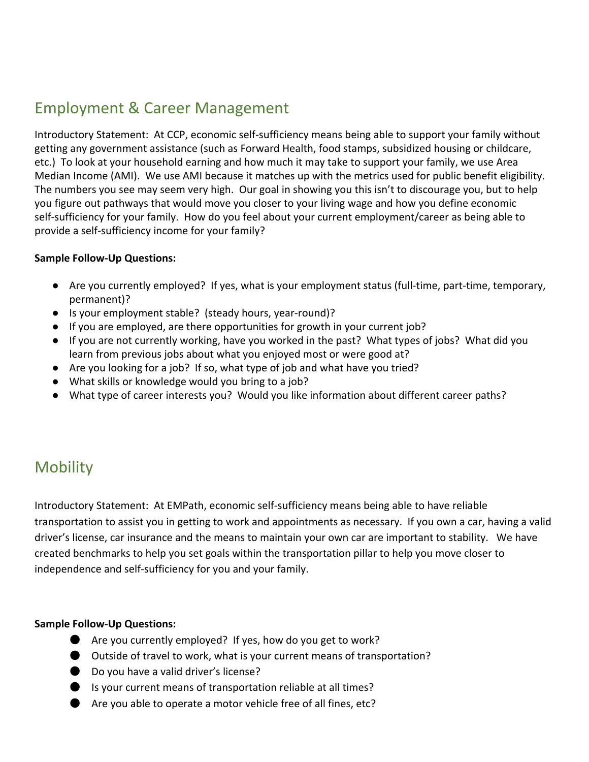## Employment & Career Management

Introductory Statement: At CCP, economic self-sufficiency means being able to support your family without getting any government assistance (such as Forward Health, food stamps, subsidized housing or childcare, etc.) To look at your household earning and how much it may take to support your family, we use Area Median Income (AMI). We use AMI because it matches up with the metrics used for public benefit eligibility. The numbers you see may seem very high. Our goal in showing you this isn't to discourage you, but to help you figure out pathways that would move you closer to your living wage and how you define economic self-sufficiency for your family. How do you feel about your current employment/career as being able to provide a self-sufficiency income for your family?

**Sample Follow-Up Questions:**

- Are you currently employed? If yes, what is your employment status (full-time, part-time, temporary, permanent)?
- Is your employment stable? (steady hours, year-round)?
- If you are employed, are there opportunities for growth in your current job?
- If you are not currently working, have you worked in the past? What types of jobs? What did you learn from previous jobs about what you enjoyed most or were good at?
- Are you looking for a job? If so, what type of job and what have you tried?
- What skills or knowledge would you bring to a job?
- What type of career interests you? Would you like information about different career paths?

## Mobility

Introductory Statement: At EMPath, economic self-sufficiency means being able to have reliable transportation to assist you in getting to work and appointments as necessary. If you own a car, having a valid driver's license, car insurance and the means to maintain your own car are important to stability. We have created benchmarks to help you set goals within the transportation pillar to help you move closer to independence and self-sufficiency for you and your family.

**Sample Follow-Up Questions:**

- Are you currently employed? If yes, how do you get to work?
- Outside of travel to work, what is your current means of transportation?
- Do you have a valid driver's license?
- Is your current means of transportation reliable at all times?
- Are you able to operate a motor vehicle free of all fines, etc?